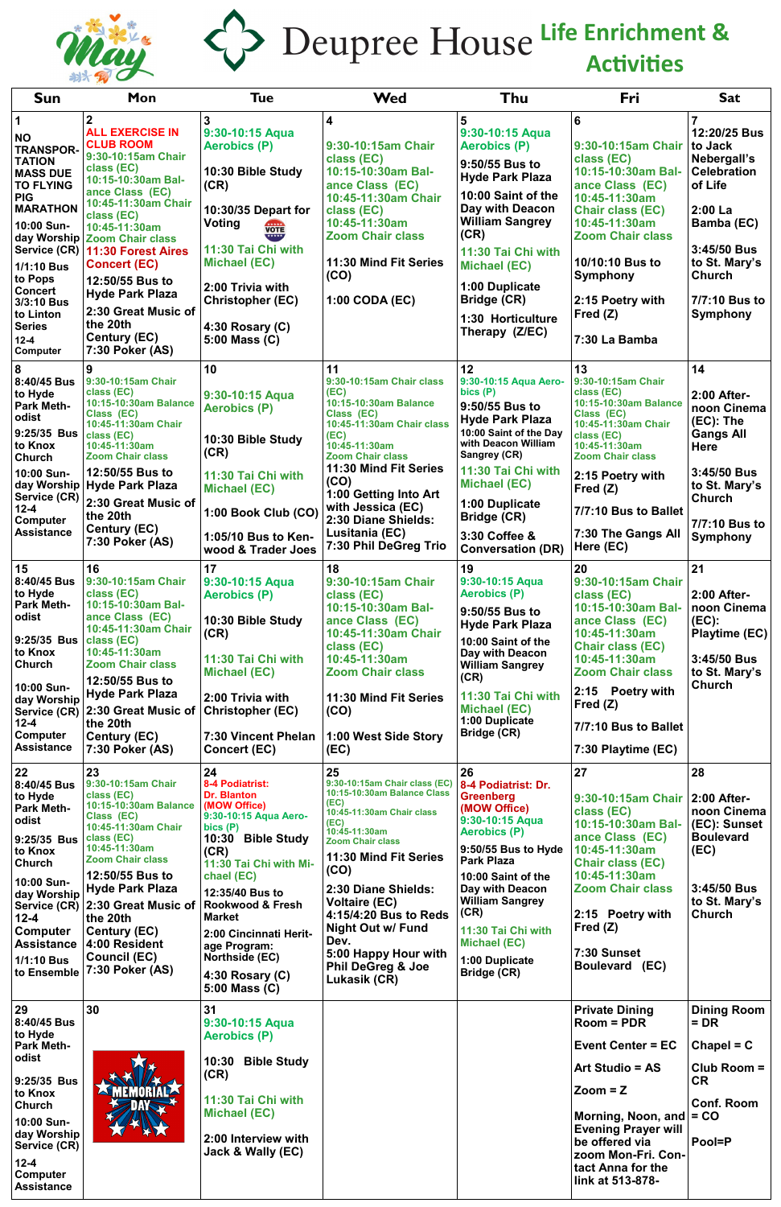# May — Deupree House Life Enrichment & Activities

| Sun | Mon | Tue | Wed | Thu | Fri | Sat |
|---|---|---|---|---|---|---|
| **1** NO TRANSPOR-TATION MASS DUE TO FLYING PIG MARATHON 10:00 Sunday Worship Service (CR) 1/1:10 Bus to Pops Concert 3/3:10 Bus to Linton Series 12-4 Computer | **2** ALL EXERCISE IN CLUB ROOM 9:30-10:15am Chair class (EC) 10:15-10:30am Balance Class (EC) 10:45-11:30am Chair class (EC) 10:45-11:30am Zoom Chair class 11:30 Forest Aires Concert (EC) 12:50/55 Bus to Hyde Park Plaza 2:30 Great Music of the 20th Century (EC) 7:30 Poker (AS) | **3** 9:30-10:15 Aqua Aerobics (P) 10:30 Bible Study (CR) 10:30/35 Depart for Voting 11:30 Tai Chi with Michael (EC) 2:00 Trivia with Christopher (EC) 4:30 Rosary (C) 5:00 Mass (C) | **4** 9:30-10:15am Chair class (EC) 10:15-10:30am Balance Class (EC) 10:45-11:30am Chair class (EC) 10:45-11:30am Zoom Chair class 11:30 Mind Fit Series (CO) 1:00 CODA (EC) | **5** 9:30-10:15 Aqua Aerobics (P) 9:50/55 Bus to Hyde Park Plaza 10:00 Saint of the Day with Deacon William Sangrey (CR) 11:30 Tai Chi with Michael (EC) 1:00 Duplicate Bridge (CR) 1:30 Horticulture Therapy (Z/EC) | **6** 9:30-10:15am Chair class (EC) 10:15-10:30am Balance Class (EC) 10:45-11:30am Chair class (EC) 10:45-11:30am Zoom Chair class 10/10:10 Bus to Symphony 2:15 Poetry with Fred (Z) 7:30 La Bamba | **7** 12:20/25 Bus to Jack Nebergall's Celebration of Life 2:00 La Bamba (EC) 3:45/50 Bus to St. Mary's Church 7/7:10 Bus to Symphony |
| **8** 8:40/45 Bus to Hyde Park Methodist 9:25/35 Bus to Knox Church 10:00 Sunday Worship Service (CR) 12-4 Computer Assistance | **9** 9:30-10:15am Chair class (EC) 10:15-10:30am Balance Class (EC) 10:45-11:30am Chair class (EC) 10:45-11:30am Zoom Chair class 12:50/55 Bus to Hyde Park Plaza 2:30 Great Music of the 20th Century (EC) 7:30 Poker (AS) | **10** 9:30-10:15 Aqua Aerobics (P) 10:30 Bible Study (CR) 11:30 Tai Chi with Michael (EC) 1:00 Book Club (CO) 1:05/10 Bus to Kenwood & Trader Joes | **11** 9:30-10:15am Chair class (EC) 10:15-10:30am Balance Class (EC) 10:45-11:30am Chair class (EC) 10:45-11:30am Zoom Chair class 11:30 Mind Fit Series (CO) 1:00 Getting Into Art with Jessica (EC) 2:30 Diane Shields: Lusitania (EC) 7:30 Phil DeGreg Trio | **12** 9:30-10:15 Aqua Aerobics (P) 9:50/55 Bus to Hyde Park Plaza 10:00 Saint of the Day with Deacon William Sangrey (CR) 11:30 Tai Chi with Michael (EC) 1:00 Duplicate Bridge (CR) 3:30 Coffee & Conversation (DR) | **13** 9:30-10:15am Chair class (EC) 10:15-10:30am Balance Class (EC) 10:45-11:30am Chair class (EC) 10:45-11:30am Zoom Chair class 2:15 Poetry with Fred (Z) 7/7:10 Bus to Ballet 7:30 The Gangs All Here (EC) | **14** 2:00 Afternoon Cinema (EC): The Gangs All Here 3:45/50 Bus to St. Mary's Church 7/7:10 Bus to Symphony |
| **15** 8:40/45 Bus to Hyde Park Methodist 9:25/35 Bus to Knox Church 10:00 Sunday Worship Service (CR) 12-4 Computer Assistance | **16** 9:30-10:15am Chair class (EC) 10:15-10:30am Balance Class (EC) 10:45-11:30am Chair class (EC) 10:45-11:30am Zoom Chair class 12:50/55 Bus to Hyde Park Plaza 2:30 Great Music of the 20th Century (EC) 7:30 Poker (AS) | **17** 9:30-10:15 Aqua Aerobics (P) 10:30 Bible Study (CR) 11:30 Tai Chi with Michael (EC) 2:00 Trivia with Christopher (EC) 7:30 Vincent Phelan Concert (EC) | **18** 9:30-10:15am Chair class (EC) 10:15-10:30am Balance Class (EC) 10:45-11:30am Chair class (EC) 10:45-11:30am Zoom Chair class 11:30 Mind Fit Series (CO) 1:00 West Side Story (EC) | **19** 9:30-10:15 Aqua Aerobics (P) 9:50/55 Bus to Hyde Park Plaza 10:00 Saint of the Day with Deacon William Sangrey (CR) 11:30 Tai Chi with Michael (EC) 1:00 Duplicate Bridge (CR) | **20** 9:30-10:15am Chair class (EC) 10:15-10:30am Balance Class (EC) 10:45-11:30am Chair class (EC) 10:45-11:30am Zoom Chair class 2:15 Poetry with Fred (Z) 7/7:10 Bus to Ballet 7:30 Playtime (EC) | **21** 2:00 Afternoon Cinema (EC): Playtime (EC) 3:45/50 Bus to St. Mary's Church |
| **22** 8:40/45 Bus to Hyde Park Methodist 9:25/35 Bus to Knox Church 10:00 Sunday Worship Service (CR) 12-4 Computer Assistance 1/1:10 Bus to Ensemble | **23** 9:30-10:15am Chair class (EC) 10:15-10:30am Balance Class (EC) 10:45-11:30am Chair class (EC) 10:45-11:30am Zoom Chair class 12:50/55 Bus to Hyde Park Plaza 2:30 Great Music of the 20th Century (EC) 4:00 Resident Council (EC) 7:30 Poker (AS) | **24** 8-4 Podiatrist: Dr. Blanton (MOW Office) 9:30-10:15 Aqua Aerobics (P) 10:30 Bible Study (CR) 11:30 Tai Chi with Michael (EC) 12:35/40 Bus to Rookwood & Fresh Market 2:00 Cincinnati Heritage Program: Northside (EC) 4:30 Rosary (C) 5:00 Mass (C) | **25** 9:30-10:15am Chair class (EC) 10:15-10:30am Balance Class (EC) 10:45-11:30am Chair class (EC) 10:45-11:30am Zoom Chair class 11:30 Mind Fit Series (CO) 2:30 Diane Shields: Voltaire (EC) 4:15/4:20 Bus to Reds Night Out w/ Fund Dev. 5:00 Happy Hour with Phil DeGreg & Joe Lukasik (CR) | **26** 8-4 Podiatrist: Dr. Greenberg (MOW Office) 9:30-10:15 Aqua Aerobics (P) 9:50/55 Bus to Hyde Park Plaza 10:00 Saint of the Day with Deacon William Sangrey (CR) 11:30 Tai Chi with Michael (EC) 1:00 Duplicate Bridge (CR) | **27** 9:30-10:15am Chair class (EC) 10:15-10:30am Balance Class (EC) 10:45-11:30am Chair class (EC) 10:45-11:30am Zoom Chair class 2:15 Poetry with Fred (Z) 7:30 Sunset Boulevard (EC) | **28** 2:00 Afternoon Cinema (EC): Sunset Boulevard (EC) 3:45/50 Bus to St. Mary's Church |
| **29** 8:40/45 Bus to Hyde Park Methodist 9:25/35 Bus to Knox Church 10:00 Sunday Worship Service (CR) 12-4 Computer Assistance | **30** MEMORIAL DAY | **31** 9:30-10:15 Aqua Aerobics (P) 10:30 Bible Study (CR) 11:30 Tai Chi with Michael (EC) 2:00 Interview with Jack & Wally (EC) | | | Private Dining Room = PDR Event Center = EC Art Studio = AS Zoom = Z Morning, Noon, and Evening Prayer will be offered via zoom Mon-Fri. Contact Anna for the link at 513-878- | Dining Room = DR Chapel = C Club Room = CR Conf. Room = CO Pool=P |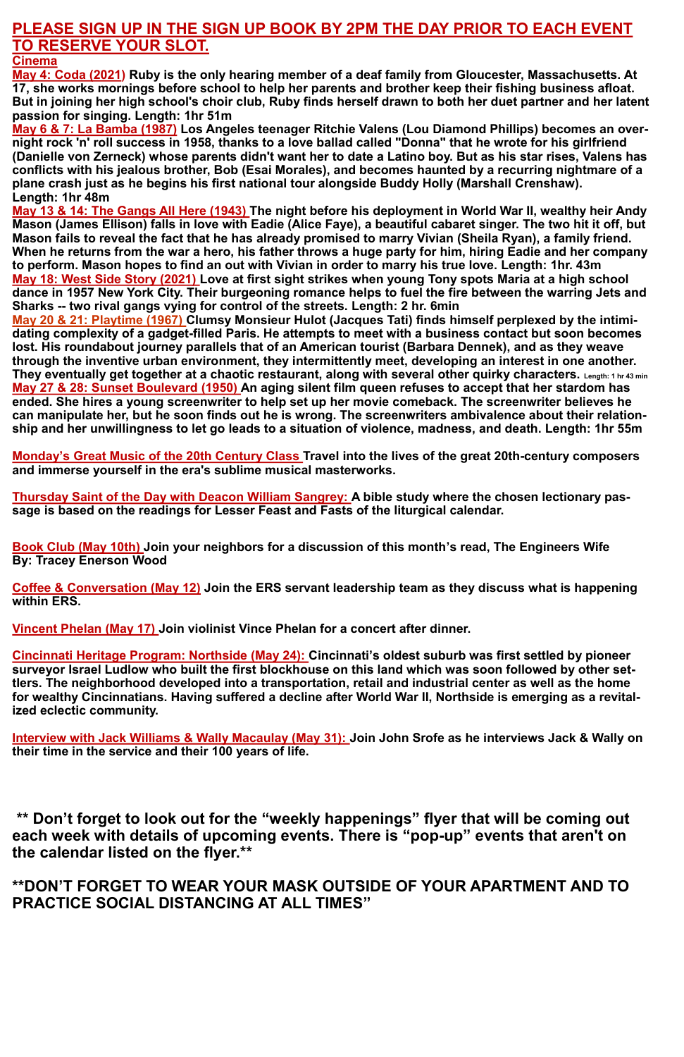**PLEASE SIGN UP IN THE SIGN UP BOOK BY 2PM THE DAY PRIOR TO EACH EVENT TO RESERVE YOUR SLOT.**

**Cinema**

**May 4: Coda (2021)** **Ruby is the only hearing member of a deaf family from Gloucester, Massachusetts. At 17, she works mornings before school to help her parents and brother keep their fishing business afloat. But in joining her high school's choir club, Ruby finds herself drawn to both her duet partner and her latent passion for singing. Length: 1hr 51m**

**May 6 & 7: La Bamba (1987)** **Los Angeles teenager Ritchie Valens (Lou Diamond Phillips) becomes an overnight rock 'n' roll success in 1958, thanks to a love ballad called "Donna" that he wrote for his girlfriend (Danielle von Zerneck) whose parents didn't want her to date a Latino boy. But as his star rises, Valens has conflicts with his jealous brother, Bob (Esai Morales), and becomes haunted by a recurring nightmare of a plane crash just as he begins his first national tour alongside Buddy Holly (Marshall Crenshaw). Length: 1hr 48m**

**May 13 & 14: The Gangs All Here (1943)** **The night before his deployment in World War II, wealthy heir Andy Mason (James Ellison) falls in love with Eadie (Alice Faye), a beautiful cabaret singer. The two hit it off, but Mason fails to reveal the fact that he has already promised to marry Vivian (Sheila Ryan), a family friend. When he returns from the war a hero, his father throws a huge party for him, hiring Eadie and her company to perform. Mason hopes to find an out with Vivian in order to marry his true love. Length: 1hr. 43m**

**May 18: West Side Story (2021)** **Love at first sight strikes when young Tony spots Maria at a high school dance in 1957 New York City. Their burgeoning romance helps to fuel the fire between the warring Jets and Sharks -- two rival gangs vying for control of the streets. Length: 2 hr. 6min**

**May 20 & 21: Playtime (1967)** **Clumsy Monsieur Hulot (Jacques Tati) finds himself perplexed by the intimidating complexity of a gadget-filled Paris. He attempts to meet with a business contact but soon becomes lost. His roundabout journey parallels that of an American tourist (Barbara Dennek), and as they weave through the inventive urban environment, they intermittently meet, developing an interest in one another. They eventually get together at a chaotic restaurant, along with several other quirky characters. Length: 1 hr 43 min**

**May 27 & 28: Sunset Boulevard (1950)** **An aging silent film queen refuses to accept that her stardom has ended. She hires a young screenwriter to help set up her movie comeback. The screenwriter believes he can manipulate her, but he soon finds out he is wrong. The screenwriters ambivalence about their relationship and her unwillingness to let go leads to a situation of violence, madness, and death. Length: 1hr 55m**

**Monday's Great Music of the 20th Century Class** **Travel into the lives of the great 20th-century composers and immerse yourself in the era's sublime musical masterworks.**

**Thursday Saint of the Day with Deacon William Sangrey:** **A bible study where the chosen lectionary passage is based on the readings for Lesser Feast and Fasts of the liturgical calendar.**

**Book Club (May 10th)** **Join your neighbors for a discussion of this month's read, The Engineers Wife By: Tracey Enerson Wood**

**Coffee & Conversation (May 12)** **Join the ERS servant leadership team as they discuss what is happening within ERS.**

**Vincent Phelan (May 17)** **Join violinist Vince Phelan for a concert after dinner.**

**Cincinnati Heritage Program: Northside (May 24):** **Cincinnati's oldest suburb was first settled by pioneer surveyor Israel Ludlow who built the first blockhouse on this land which was soon followed by other settlers. The neighborhood developed into a transportation, retail and industrial center as well as the home for wealthy Cincinnatians. Having suffered a decline after World War II, Northside is emerging as a revitalized eclectic community.**

**Interview with Jack Williams & Wally Macaulay (May 31):** **Join John Srofe as he interviews Jack & Wally on their time in the service and their 100 years of life.**

**\*\* Don't forget to look out for the "weekly happenings" flyer that will be coming out each week with details of upcoming events. There is "pop-up" events that aren't on the calendar listed on the flyer.\*\***

**\*\*DON'T FORGET TO WEAR YOUR MASK OUTSIDE OF YOUR APARTMENT AND TO PRACTICE SOCIAL DISTANCING AT ALL TIMES"**